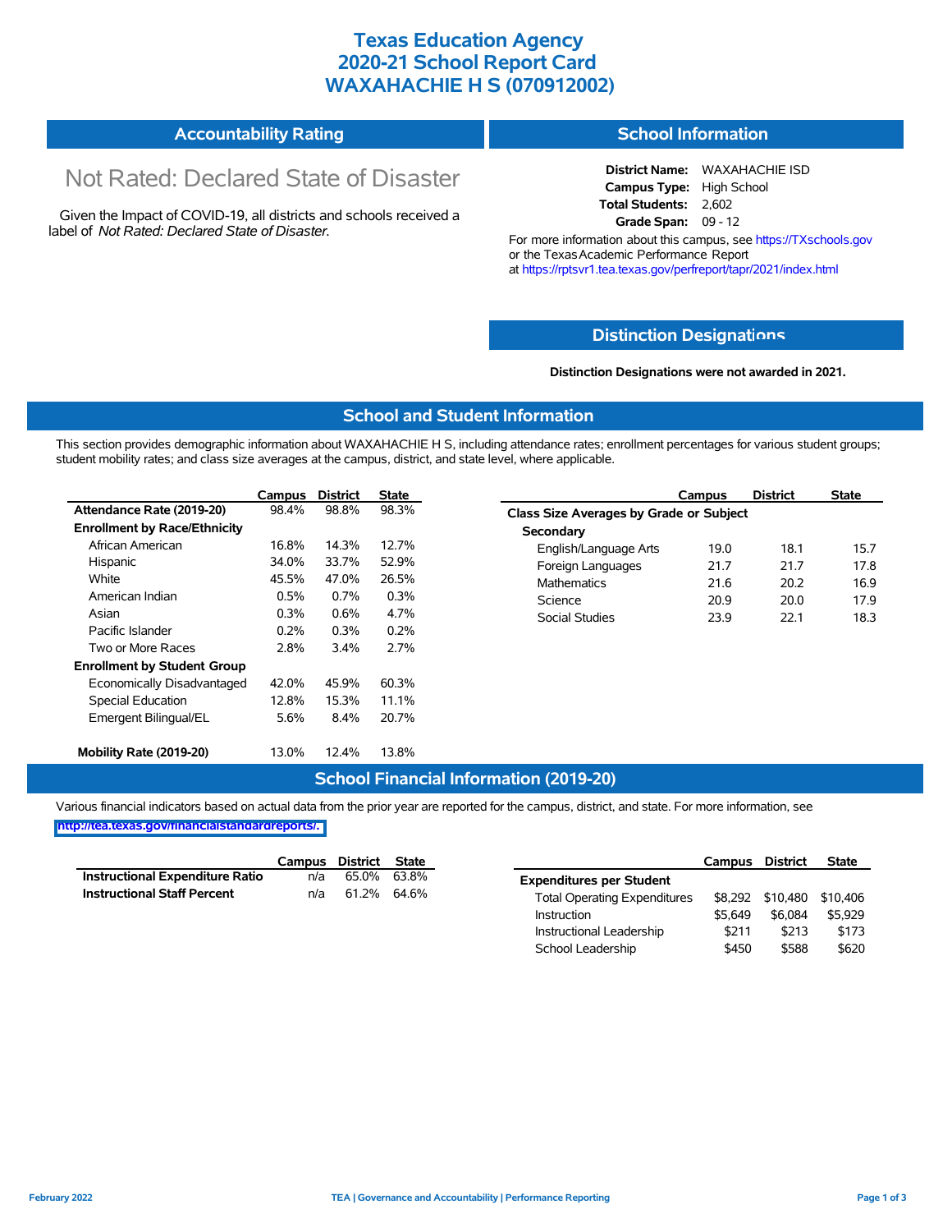# Texas Education Agency
# 2020-21 School Report Card
# WAXAHACHIE H S (070912002)

## Accountability Rating

Not Rated: Declared State of Disaster

Given the Impact of COVID-19, all districts and schools received a label of *Not Rated: Declared State of Disaster*.

## School Information

**District Name:** WAXAHACHIE ISD
**Campus Type:** High School
**Total Students:** 2,602
**Grade Span:** 09 - 12

For more information about this campus, see https://TXschools.gov or the Texas Academic Performance Report at https://rptsvr1.tea.texas.gov/perfreport/tapr/2021/index.html

## Distinction Designations

**Distinction Designations were not awarded in 2021.**

## School and Student Information

This section provides demographic information about WAXAHACHIE H S, including attendance rates; enrollment percentages for various student groups; student mobility rates; and class size averages at the campus, district, and state level, where applicable.

| | Campus | District | State |
|---|---|---|---|
| **Attendance Rate (2019-20)** | 98.4% | 98.8% | 98.3% |
| **Enrollment by Race/Ethnicity** | | | |
| African American | 16.8% | 14.3% | 12.7% |
| Hispanic | 34.0% | 33.7% | 52.9% |
| White | 45.5% | 47.0% | 26.5% |
| American Indian | 0.5% | 0.7% | 0.3% |
| Asian | 0.3% | 0.6% | 4.7% |
| Pacific Islander | 0.2% | 0.3% | 0.2% |
| Two or More Races | 2.8% | 3.4% | 2.7% |
| **Enrollment by Student Group** | | | |
| Economically Disadvantaged | 42.0% | 45.9% | 60.3% |
| Special Education | 12.8% | 15.3% | 11.1% |
| Emergent Bilingual/EL | 5.6% | 8.4% | 20.7% |
| **Mobility Rate (2019-20)** | 13.0% | 12.4% | 13.8% |

| | Campus | District | State |
|---|---|---|---|
| **Class Size Averages by Grade or Subject** | | | |
| **Secondary** | | | |
| English/Language Arts | 19.0 | 18.1 | 15.7 |
| Foreign Languages | 21.7 | 21.7 | 17.8 |
| Mathematics | 21.6 | 20.2 | 16.9 |
| Science | 20.9 | 20.0 | 17.9 |
| Social Studies | 23.9 | 22.1 | 18.3 |

## School Financial Information (2019-20)

Various financial indicators based on actual data from the prior year are reported for the campus, district, and state. For more information, see http://tea.texas.gov/financialstandardreports/.

| | Campus | District | State |
|---|---|---|---|
| **Instructional Expenditure Ratio** | n/a | 65.0% | 63.8% |
| **Instructional Staff Percent** | n/a | 61.2% | 64.6% |

| | Campus | District | State |
|---|---|---|---|
| **Expenditures per Student** | | | |
| Total Operating Expenditures | $8,292 | $10,480 | $10,406 |
| Instruction | $5,649 | $6,084 | $5,929 |
| Instructional Leadership | $211 | $213 | $173 |
| School Leadership | $450 | $588 | $620 |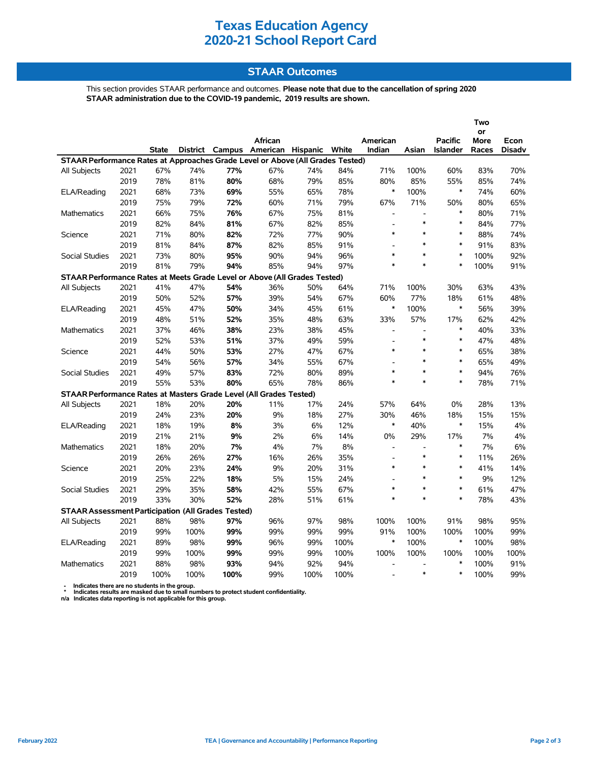# Texas Education Agency
# 2020-21 School Report Card

## STAAR Outcomes

This section provides STAAR performance and outcomes. **Please note that due to the cancellation of spring 2020 STAAR administration due to the COVID-19 pandemic, 2019 results are shown.**

| | | State | District | Campus | African American | Hispanic | White | American Indian | Asian | Pacific Islander | Two or More Races | Econ Disadv |
|---|---|---|---|---|---|---|---|---|---|---|---|---|
| **STAAR Performance Rates at Approaches Grade Level or Above (All Grades Tested)** | | | | | | | | | | | | |
| All Subjects | 2021 | 67% | 74% | **77%** | 67% | 74% | 84% | 71% | 100% | 60% | 83% | 70% |
| | 2019 | 78% | 81% | **80%** | 68% | 79% | 85% | 80% | 85% | 55% | 85% | 74% |
| ELA/Reading | 2021 | 68% | 73% | **69%** | 55% | 65% | 78% | * | 100% | * | 74% | 60% |
| | 2019 | 75% | 79% | **72%** | 60% | 71% | 79% | 67% | 71% | 50% | 80% | 65% |
| Mathematics | 2021 | 66% | 75% | **76%** | 67% | 75% | 81% | - | - | * | 80% | 71% |
| | 2019 | 82% | 84% | **81%** | 67% | 82% | 85% | - | * | * | 84% | 77% |
| Science | 2021 | 71% | 80% | **82%** | 72% | 77% | 90% | * | * | * | 88% | 74% |
| | 2019 | 81% | 84% | **87%** | 82% | 85% | 91% | - | * | * | 91% | 83% |
| Social Studies | 2021 | 73% | 80% | **95%** | 90% | 94% | 96% | * | * | * | 100% | 92% |
| | 2019 | 81% | 79% | **94%** | 85% | 94% | 97% | * | * | * | 100% | 91% |
| **STAAR Performance Rates at Meets Grade Level or Above (All Grades Tested)** | | | | | | | | | | | | |
| All Subjects | 2021 | 41% | 47% | **54%** | 36% | 50% | 64% | 71% | 100% | 30% | 63% | 43% |
| | 2019 | 50% | 52% | **57%** | 39% | 54% | 67% | 60% | 77% | 18% | 61% | 48% |
| ELA/Reading | 2021 | 45% | 47% | **50%** | 34% | 45% | 61% | * | 100% | * | 56% | 39% |
| | 2019 | 48% | 51% | **52%** | 35% | 48% | 63% | 33% | 57% | 17% | 62% | 42% |
| Mathematics | 2021 | 37% | 46% | **38%** | 23% | 38% | 45% | - | - | * | 40% | 33% |
| | 2019 | 52% | 53% | **51%** | 37% | 49% | 59% | - | * | * | 47% | 48% |
| Science | 2021 | 44% | 50% | **53%** | 27% | 47% | 67% | * | * | * | 65% | 38% |
| | 2019 | 54% | 56% | **57%** | 34% | 55% | 67% | - | * | * | 65% | 49% |
| Social Studies | 2021 | 49% | 57% | **83%** | 72% | 80% | 89% | * | * | * | 94% | 76% |
| | 2019 | 55% | 53% | **80%** | 65% | 78% | 86% | * | * | * | 78% | 71% |
| **STAAR Performance Rates at Masters Grade Level (All Grades Tested)** | | | | | | | | | | | | |
| All Subjects | 2021 | 18% | 20% | **20%** | 11% | 17% | 24% | 57% | 64% | 0% | 28% | 13% |
| | 2019 | 24% | 23% | **20%** | 9% | 18% | 27% | 30% | 46% | 18% | 15% | 15% |
| ELA/Reading | 2021 | 18% | 19% | **8%** | 3% | 6% | 12% | * | 40% | * | 15% | 4% |
| | 2019 | 21% | 21% | **9%** | 2% | 6% | 14% | 0% | 29% | 17% | 7% | 4% |
| Mathematics | 2021 | 18% | 20% | **7%** | 4% | 7% | 8% | - | - | * | 7% | 6% |
| | 2019 | 26% | 26% | **27%** | 16% | 26% | 35% | - | * | * | 11% | 26% |
| Science | 2021 | 20% | 23% | **24%** | 9% | 20% | 31% | * | * | * | 41% | 14% |
| | 2019 | 25% | 22% | **18%** | 5% | 15% | 24% | - | * | * | 9% | 12% |
| Social Studies | 2021 | 29% | 35% | **58%** | 42% | 55% | 67% | * | * | * | 61% | 47% |
| | 2019 | 33% | 30% | **52%** | 28% | 51% | 61% | * | * | * | 78% | 43% |
| **STAAR Assessment Participation (All Grades Tested)** | | | | | | | | | | | | |
| All Subjects | 2021 | 88% | 98% | **97%** | 96% | 97% | 98% | 100% | 100% | 91% | 98% | 95% |
| | 2019 | 99% | 100% | **99%** | 99% | 99% | 99% | 91% | 100% | 100% | 100% | 99% |
| ELA/Reading | 2021 | 89% | 98% | **99%** | 96% | 99% | 100% | * | 100% | * | 100% | 98% |
| | 2019 | 99% | 100% | **99%** | 99% | 99% | 100% | 100% | 100% | 100% | 100% | 100% |
| Mathematics | 2021 | 88% | 98% | **93%** | 94% | 92% | 94% | - | - | * | 100% | 91% |
| | 2019 | 100% | 100% | **100%** | 99% | 100% | 100% | - | * | * | 100% | 99% |

\- Indicates there are no students in the group.
\* Indicates results are masked due to small numbers to protect student confidentiality.
n/a Indicates data reporting is not applicable for this group.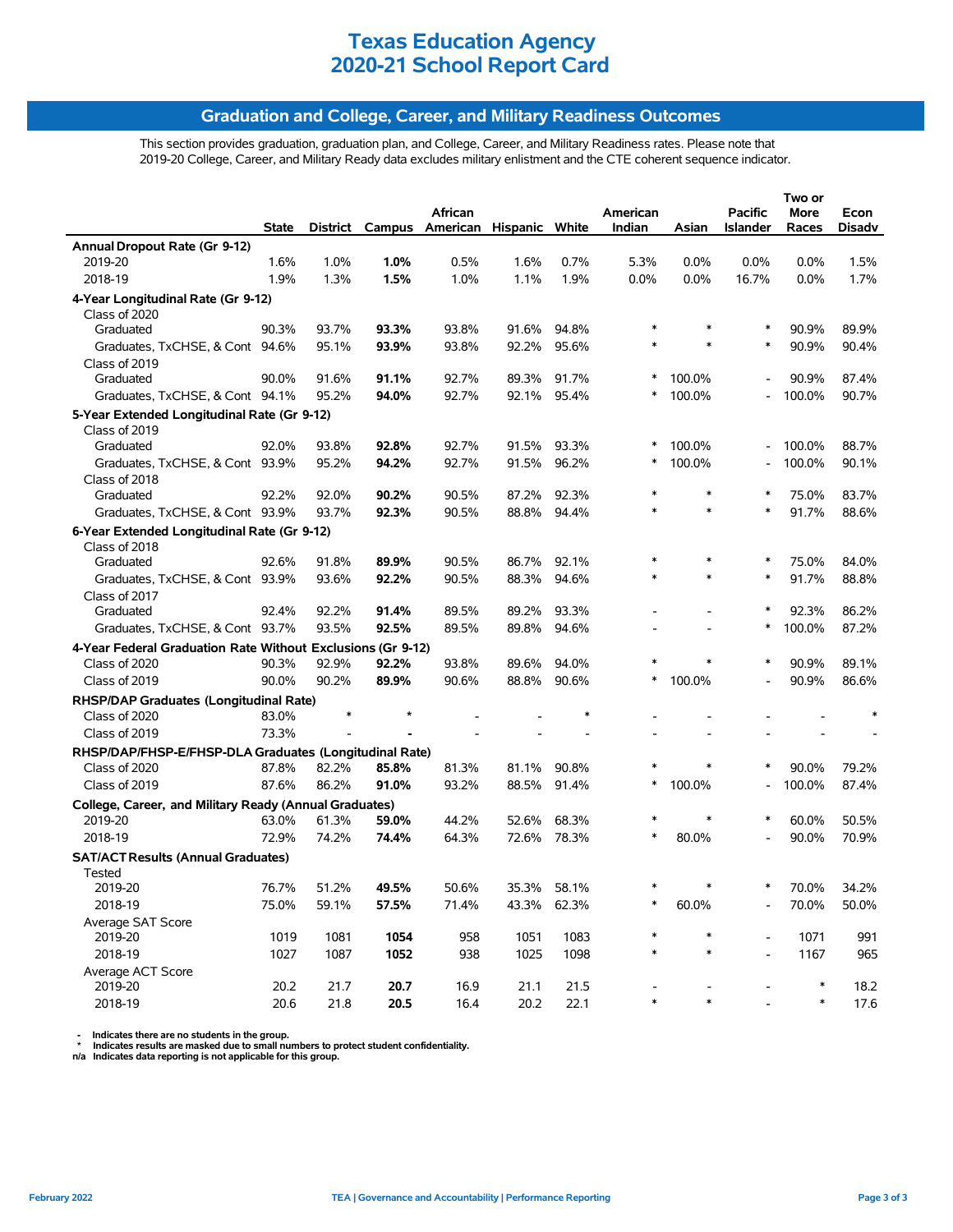# Texas Education Agency
# 2020-21 School Report Card

## Graduation and College, Career, and Military Readiness Outcomes

This section provides graduation, graduation plan, and College, Career, and Military Readiness rates. Please note that 2019-20 College, Career, and Military Ready data excludes military enlistment and the CTE coherent sequence indicator.

| | State | District | Campus | African American | Hispanic | White | American Indian | Asian | Pacific Islander | Two or More Races | Econ Disadv |
|---|---|---|---|---|---|---|---|---|---|---|---|
| **Annual Dropout Rate (Gr 9-12)** | | | | | | | | | | | |
| 2019-20 | 1.6% | 1.0% | **1.0%** | 0.5% | 1.6% | 0.7% | 5.3% | 0.0% | 0.0% | 0.0% | 1.5% |
| 2018-19 | 1.9% | 1.3% | **1.5%** | 1.0% | 1.1% | 1.9% | 0.0% | 0.0% | 16.7% | 0.0% | 1.7% |
| **4-Year Longitudinal Rate (Gr 9-12)** | | | | | | | | | | | |
| Class of 2020 | | | | | | | | | | | |
| Graduated | 90.3% | 93.7% | **93.3%** | 93.8% | 91.6% | 94.8% | * | * | * | 90.9% | 89.9% |
| Graduates, TxCHSE, & Cont | 94.6% | 95.1% | **93.9%** | 93.8% | 92.2% | 95.6% | * | * | * | 90.9% | 90.4% |
| Class of 2019 | | | | | | | | | | | |
| Graduated | 90.0% | 91.6% | **91.1%** | 92.7% | 89.3% | 91.7% | * | 100.0% | - | 90.9% | 87.4% |
| Graduates, TxCHSE, & Cont | 94.1% | 95.2% | **94.0%** | 92.7% | 92.1% | 95.4% | * | 100.0% | - | 100.0% | 90.7% |
| **5-Year Extended Longitudinal Rate (Gr 9-12)** | | | | | | | | | | | |
| Class of 2019 | | | | | | | | | | | |
| Graduated | 92.0% | 93.8% | **92.8%** | 92.7% | 91.5% | 93.3% | * | 100.0% | - | 100.0% | 88.7% |
| Graduates, TxCHSE, & Cont | 93.9% | 95.2% | **94.2%** | 92.7% | 91.5% | 96.2% | * | 100.0% | - | 100.0% | 90.1% |
| Class of 2018 | | | | | | | | | | | |
| Graduated | 92.2% | 92.0% | **90.2%** | 90.5% | 87.2% | 92.3% | * | * | * | 75.0% | 83.7% |
| Graduates, TxCHSE, & Cont | 93.9% | 93.7% | **92.3%** | 90.5% | 88.8% | 94.4% | * | * | * | 91.7% | 88.6% |
| **6-Year Extended Longitudinal Rate (Gr 9-12)** | | | | | | | | | | | |
| Class of 2018 | | | | | | | | | | | |
| Graduated | 92.6% | 91.8% | **89.9%** | 90.5% | 86.7% | 92.1% | * | * | * | 75.0% | 84.0% |
| Graduates, TxCHSE, & Cont | 93.9% | 93.6% | **92.2%** | 90.5% | 88.3% | 94.6% | * | * | * | 91.7% | 88.8% |
| Class of 2017 | | | | | | | | | | | |
| Graduated | 92.4% | 92.2% | **91.4%** | 89.5% | 89.2% | 93.3% | - | - | * | 92.3% | 86.2% |
| Graduates, TxCHSE, & Cont | 93.7% | 93.5% | **92.5%** | 89.5% | 89.8% | 94.6% | - | - | * | 100.0% | 87.2% |
| **4-Year Federal Graduation Rate Without Exclusions (Gr 9-12)** | | | | | | | | | | | |
| Class of 2020 | 90.3% | 92.9% | **92.2%** | 93.8% | 89.6% | 94.0% | * | * | * | 90.9% | 89.1% |
| Class of 2019 | 90.0% | 90.2% | **89.9%** | 90.6% | 88.8% | 90.6% | * | 100.0% | - | 90.9% | 86.6% |
| **RHSP/DAP Graduates (Longitudinal Rate)** | | | | | | | | | | | |
| Class of 2020 | 83.0% | * | * | - | - | * | - | - | - | - | * |
| Class of 2019 | 73.3% | - | **-** | - | - | - | - | - | - | - | - |
| **RHSP/DAP/FHSP-E/FHSP-DLA Graduates (Longitudinal Rate)** | | | | | | | | | | | |
| Class of 2020 | 87.8% | 82.2% | **85.8%** | 81.3% | 81.1% | 90.8% | * | * | * | 90.0% | 79.2% |
| Class of 2019 | 87.6% | 86.2% | **91.0%** | 93.2% | 88.5% | 91.4% | * | 100.0% | - | 100.0% | 87.4% |
| **College, Career, and Military Ready (Annual Graduates)** | | | | | | | | | | | |
| 2019-20 | 63.0% | 61.3% | **59.0%** | 44.2% | 52.6% | 68.3% | * | * | * | 60.0% | 50.5% |
| 2018-19 | 72.9% | 74.2% | **74.4%** | 64.3% | 72.6% | 78.3% | * | 80.0% | - | 90.0% | 70.9% |
| **SAT/ACT Results (Annual Graduates)** | | | | | | | | | | | |
| Tested | | | | | | | | | | | |
| 2019-20 | 76.7% | 51.2% | **49.5%** | 50.6% | 35.3% | 58.1% | * | * | * | 70.0% | 34.2% |
| 2018-19 | 75.0% | 59.1% | **57.5%** | 71.4% | 43.3% | 62.3% | * | 60.0% | - | 70.0% | 50.0% |
| Average SAT Score | | | | | | | | | | | |
| 2019-20 | 1019 | 1081 | **1054** | 958 | 1051 | 1083 | * | * | - | 1071 | 991 |
| 2018-19 | 1027 | 1087 | **1052** | 938 | 1025 | 1098 | * | * | - | 1167 | 965 |
| Average ACT Score | | | | | | | | | | | |
| 2019-20 | 20.2 | 21.7 | **20.7** | 16.9 | 21.1 | 21.5 | - | - | - | * | 18.2 |
| 2018-19 | 20.6 | 21.8 | **20.5** | 16.4 | 20.2 | 22.1 | * | * | - | * | 17.6 |

**-** Indicates there are no students in the group.
**\*** Indicates results are masked due to small numbers to protect student confidentiality.
**n/a** Indicates data reporting is not applicable for this group.

February 2022 | TEA | Governance and Accountability | Performance Reporting